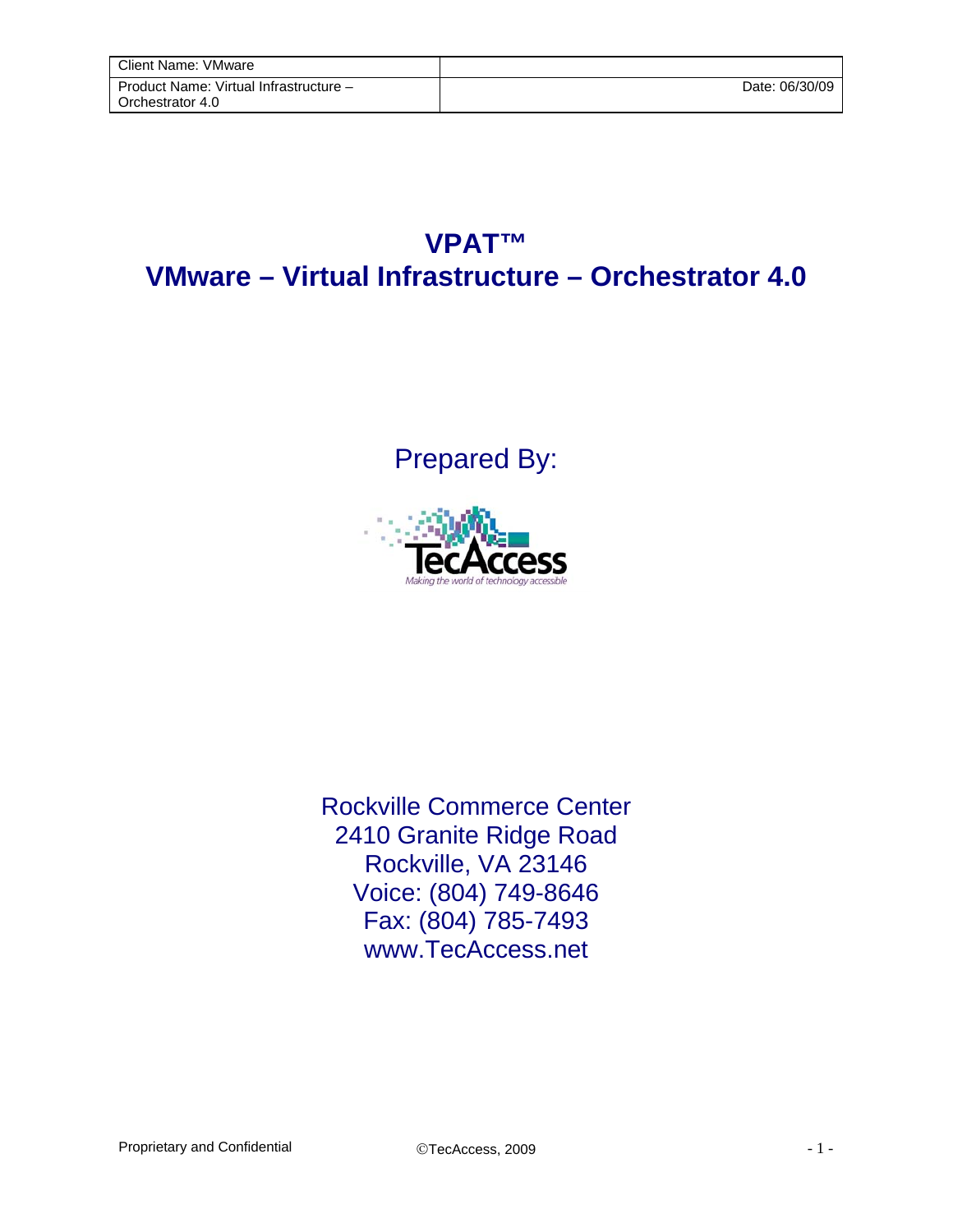| Client Name: VMware | |
|---|---|
| Product Name: Virtual Infrastructure – Orchestrator 4.0 | Date: 06/30/09 |

# VPAT™
# VMware – Virtual Infrastructure – Orchestrator 4.0

Prepared By:

TecAccess
*Making the world of technology accessible*

Rockville Commerce Center
2410 Granite Ridge Road
Rockville, VA 23146
Voice: (804) 749-8646
Fax: (804) 785-7493
www.TecAccess.net

Proprietary and Confidential ©TecAccess, 2009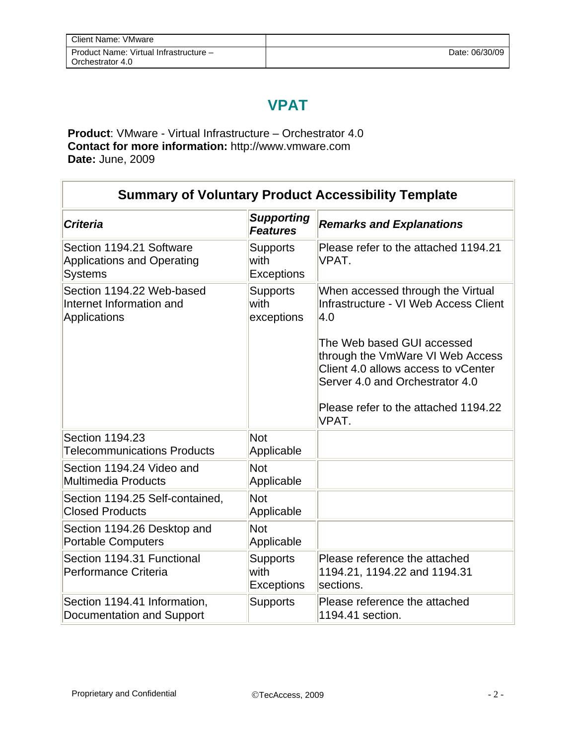| Client Name: VMware | |
|---|---|
| Product Name: Virtual Infrastructure – Orchestrator 4.0 | Date: 06/30/09 |

# VPAT

**Product**: VMware - Virtual Infrastructure – Orchestrator 4.0
**Contact for more information:** http://www.vmware.com
**Date:** June, 2009

| Summary of Voluntary Product Accessibility Template | | |
|---|---|---|
| ***Criteria*** | ***Supporting Features*** | ***Remarks and Explanations*** |
| Section 1194.21 Software Applications and Operating Systems | Supports with Exceptions | Please refer to the attached 1194.21 VPAT. |
| Section 1194.22 Web-based Internet Information and Applications | Supports with exceptions | When accessed through the Virtual Infrastructure - VI Web Access Client 4.0<br><br>The Web based GUI accessed through the VmWare VI Web Access Client 4.0 allows access to vCenter Server 4.0 and Orchestrator 4.0<br><br>Please refer to the attached 1194.22 VPAT. |
| Section 1194.23 Telecommunications Products | Not Applicable | |
| Section 1194.24 Video and Multimedia Products | Not Applicable | |
| Section 1194.25 Self-contained, Closed Products | Not Applicable | |
| Section 1194.26 Desktop and Portable Computers | Not Applicable | |
| Section 1194.31 Functional Performance Criteria | Supports with Exceptions | Please reference the attached 1194.21, 1194.22 and 1194.31 sections. |
| Section 1194.41 Information, Documentation and Support | Supports | Please reference the attached 1194.41 section. |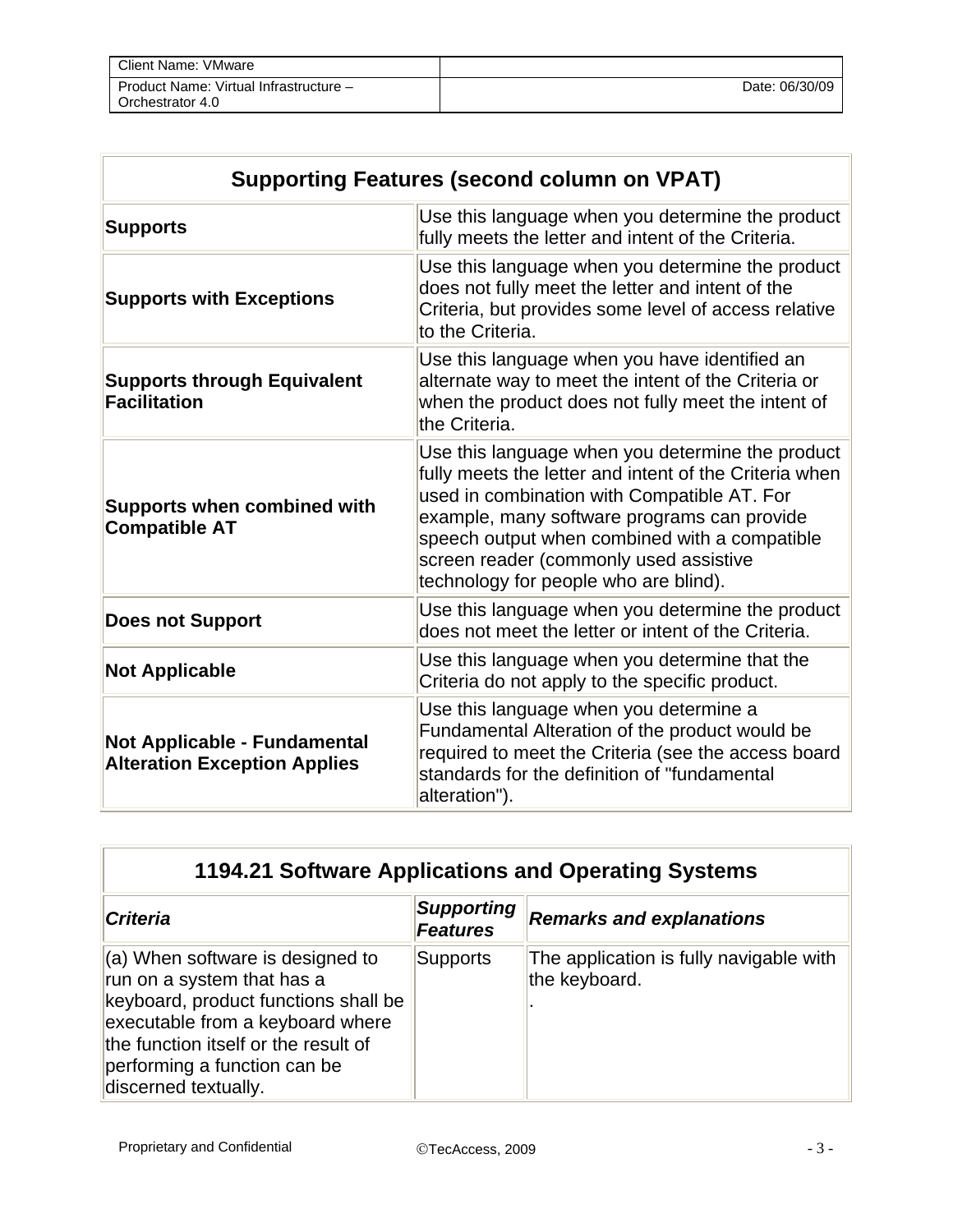| Client Name: VMware | |
|---|---|
| Product Name: Virtual Infrastructure – Orchestrator 4.0 | Date: 06/30/09 |

| Supporting Features (second column on VPAT) | |
|---|---|
| **Supports** | Use this language when you determine the product fully meets the letter and intent of the Criteria. |
| **Supports with Exceptions** | Use this language when you determine the product does not fully meet the letter and intent of the Criteria, but provides some level of access relative to the Criteria. |
| **Supports through Equivalent Facilitation** | Use this language when you have identified an alternate way to meet the intent of the Criteria or when the product does not fully meet the intent of the Criteria. |
| **Supports when combined with Compatible AT** | Use this language when you determine the product fully meets the letter and intent of the Criteria when used in combination with Compatible AT. For example, many software programs can provide speech output when combined with a compatible screen reader (commonly used assistive technology for people who are blind). |
| **Does not Support** | Use this language when you determine the product does not meet the letter or intent of the Criteria. |
| **Not Applicable** | Use this language when you determine that the Criteria do not apply to the specific product. |
| **Not Applicable - Fundamental Alteration Exception Applies** | Use this language when you determine a Fundamental Alteration of the product would be required to meet the Criteria (see the access board standards for the definition of "fundamental alteration"). |

| 1194.21 Software Applications and Operating Systems | | |
|---|---|---|
| ***Criteria*** | ***Supporting Features*** | ***Remarks and explanations*** |
| (a) When software is designed to run on a system that has a keyboard, product functions shall be executable from a keyboard where the function itself or the result of performing a function can be discerned textually. | Supports | The application is fully navigable with the keyboard. . |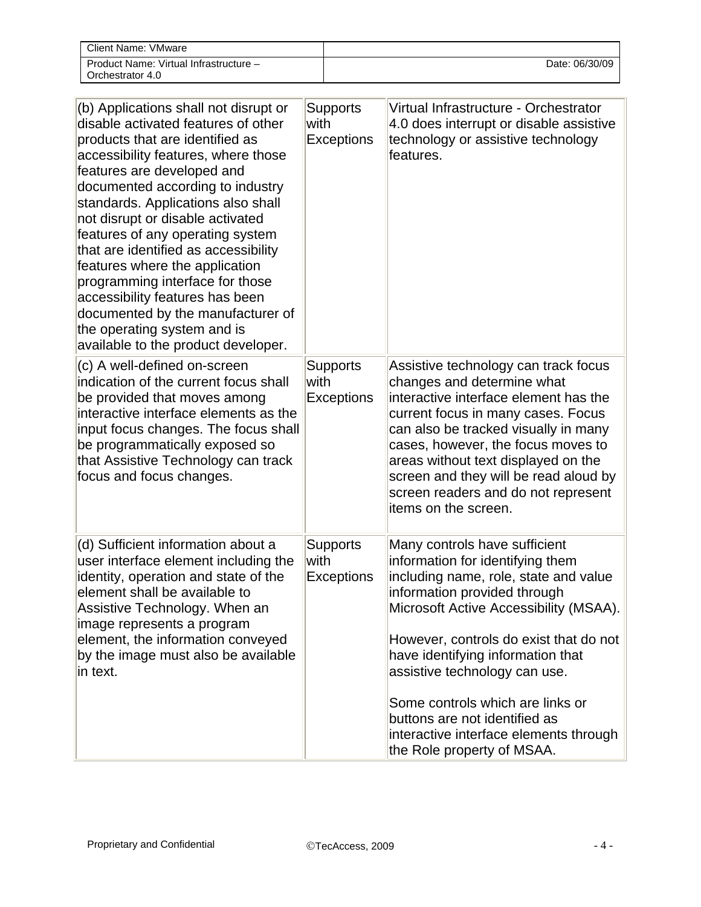| (b) Applications shall not disrupt or disable activated features of other products that are identified as accessibility features, where those features are developed and documented according to industry standards. Applications also shall not disrupt or disable activated features of any operating system that are identified as accessibility features where the application programming interface for those accessibility features has been documented by the manufacturer of the operating system and is available to the product developer. | Supports with Exceptions | Virtual Infrastructure - Orchestrator 4.0 does interrupt or disable assistive technology or assistive technology features. |
|---|---|---|
| (c) A well-defined on-screen indication of the current focus shall be provided that moves among interactive interface elements as the input focus changes. The focus shall be programmatically exposed so that Assistive Technology can track focus and focus changes. | Supports with Exceptions | Assistive technology can track focus changes and determine what interactive interface element has the current focus in many cases. Focus can also be tracked visually in many cases, however, the focus moves to areas without text displayed on the screen and they will be read aloud by screen readers and do not represent items on the screen. |
| (d) Sufficient information about a user interface element including the identity, operation and state of the element shall be available to Assistive Technology. When an image represents a program element, the information conveyed by the image must also be available in text. | Supports with Exceptions | Many controls have sufficient information for identifying them including name, role, state and value information provided through Microsoft Active Accessibility (MSAA).<br><br>However, controls do exist that do not have identifying information that assistive technology can use.<br><br>Some controls which are links or buttons are not identified as interactive interface elements through the Role property of MSAA. |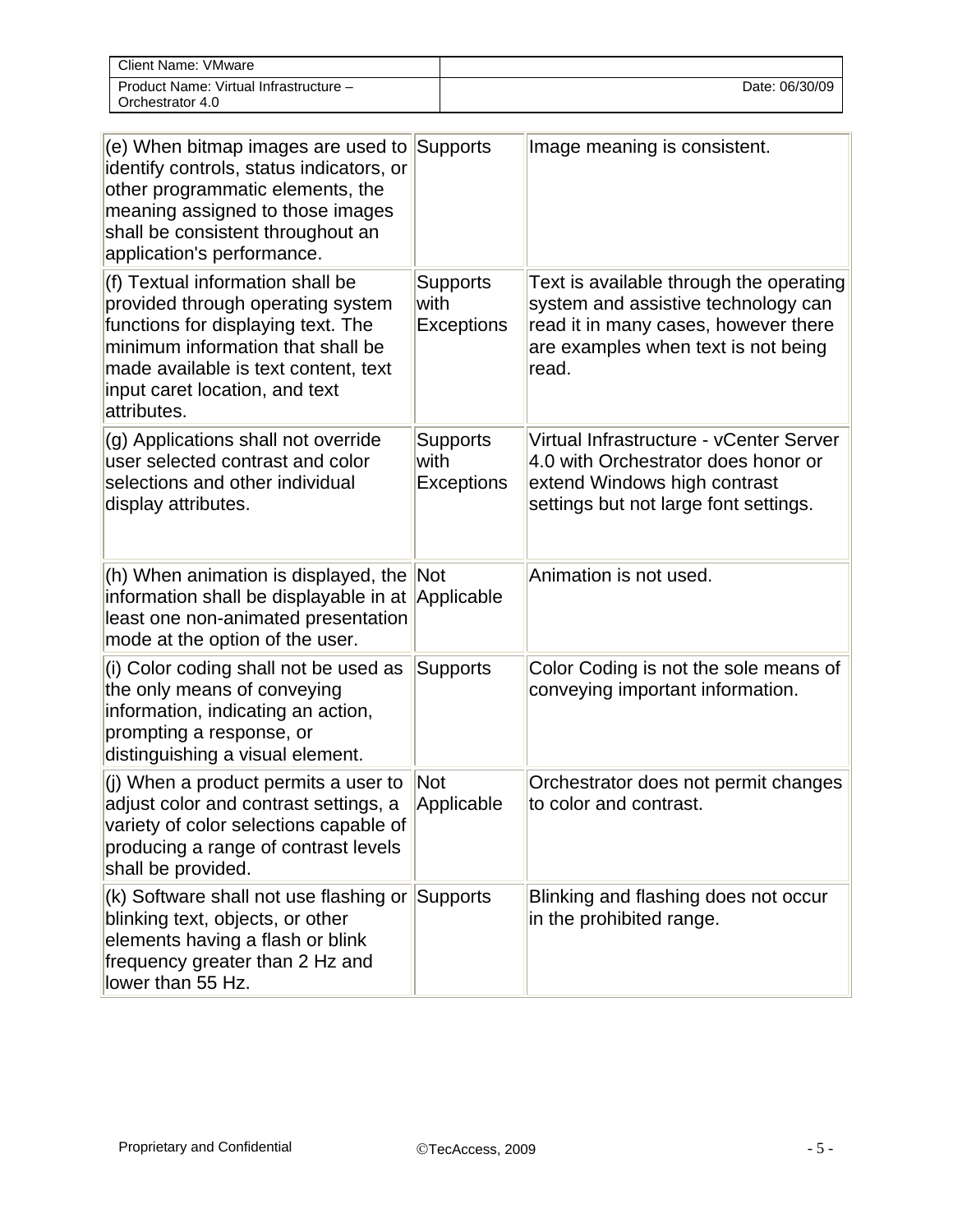| | | |
|---|---|---|
| (e) When bitmap images are used to identify controls, status indicators, or other programmatic elements, the meaning assigned to those images shall be consistent throughout an application's performance. | Supports | Image meaning is consistent. |
| (f) Textual information shall be provided through operating system functions for displaying text. The minimum information that shall be made available is text content, text input caret location, and text attributes. | Supports with Exceptions | Text is available through the operating system and assistive technology can read it in many cases, however there are examples when text is not being read. |
| (g) Applications shall not override user selected contrast and color selections and other individual display attributes. | Supports with Exceptions | Virtual Infrastructure - vCenter Server 4.0 with Orchestrator does honor or extend Windows high contrast settings but not large font settings. |
| (h) When animation is displayed, the information shall be displayable in at least one non-animated presentation mode at the option of the user. | Not Applicable | Animation is not used. |
| (i) Color coding shall not be used as the only means of conveying information, indicating an action, prompting a response, or distinguishing a visual element. | Supports | Color Coding is not the sole means of conveying important information. |
| (j) When a product permits a user to adjust color and contrast settings, a variety of color selections capable of producing a range of contrast levels shall be provided. | Not Applicable | Orchestrator does not permit changes to color and contrast. |
| (k) Software shall not use flashing or blinking text, objects, or other elements having a flash or blink frequency greater than 2 Hz and lower than 55 Hz. | Supports | Blinking and flashing does not occur in the prohibited range. |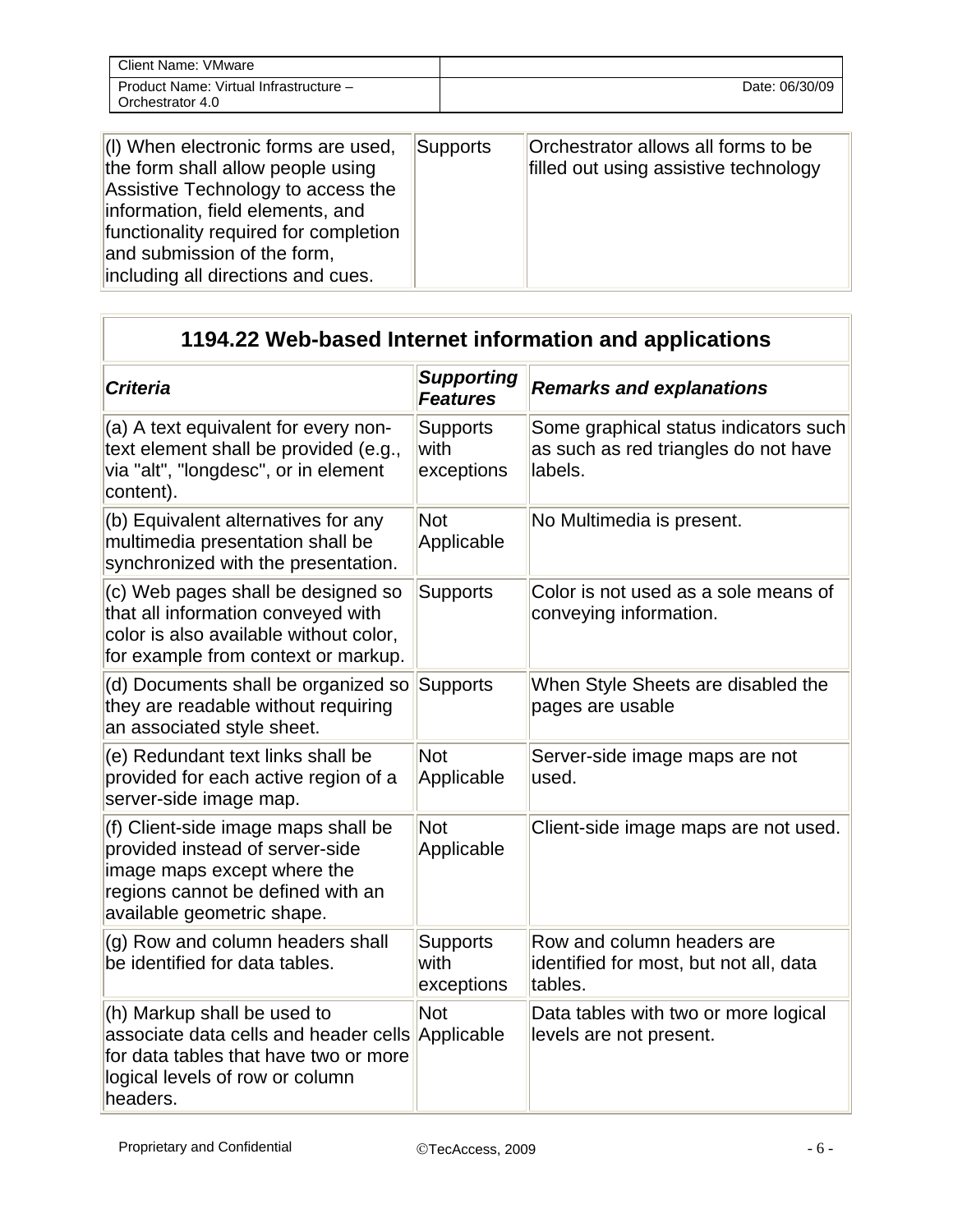| | | |
|---|---|---|
| (l) When electronic forms are used, the form shall allow people using Assistive Technology to access the information, field elements, and functionality required for completion and submission of the form, including all directions and cues. | Supports | Orchestrator allows all forms to be filled out using assistive technology |

## 1194.22 Web-based Internet information and applications

| *Criteria* | *Supporting Features* | *Remarks and explanations* |
|---|---|---|
| (a) A text equivalent for every non-text element shall be provided (e.g., via "alt", "longdesc", or in element content). | Supports with exceptions | Some graphical status indicators such as such as red triangles do not have labels. |
| (b) Equivalent alternatives for any multimedia presentation shall be synchronized with the presentation. | Not Applicable | No Multimedia is present. |
| (c) Web pages shall be designed so that all information conveyed with color is also available without color, for example from context or markup. | Supports | Color is not used as a sole means of conveying information. |
| (d) Documents shall be organized so they are readable without requiring an associated style sheet. | Supports | When Style Sheets are disabled the pages are usable |
| (e) Redundant text links shall be provided for each active region of a server-side image map. | Not Applicable | Server-side image maps are not used. |
| (f) Client-side image maps shall be provided instead of server-side image maps except where the regions cannot be defined with an available geometric shape. | Not Applicable | Client-side image maps are not used. |
| (g) Row and column headers shall be identified for data tables. | Supports with exceptions | Row and column headers are identified for most, but not all, data tables. |
| (h) Markup shall be used to associate data cells and header cells for data tables that have two or more logical levels of row or column headers. | Not Applicable | Data tables with two or more logical levels are not present. |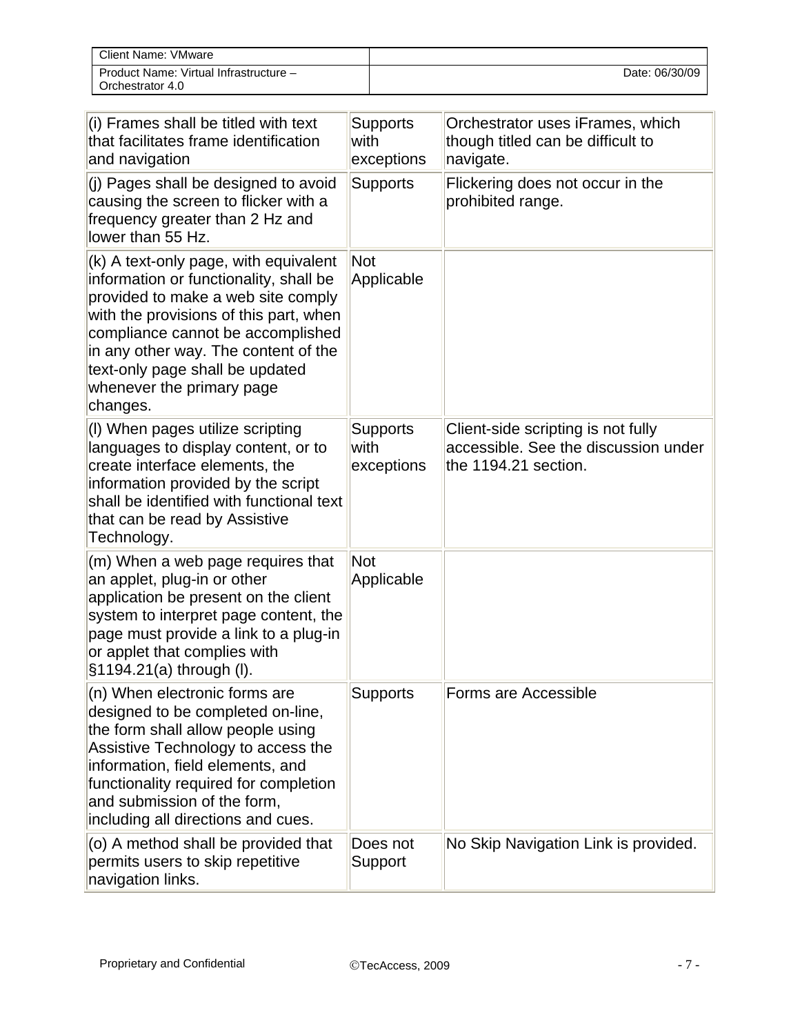| | | |
|---|---|---|
| (i) Frames shall be titled with text that facilitates frame identification and navigation | Supports with exceptions | Orchestrator uses iFrames, which though titled can be difficult to navigate. |
| (j) Pages shall be designed to avoid causing the screen to flicker with a frequency greater than 2 Hz and lower than 55 Hz. | Supports | Flickering does not occur in the prohibited range. |
| (k) A text-only page, with equivalent information or functionality, shall be provided to make a web site comply with the provisions of this part, when compliance cannot be accomplished in any other way. The content of the text-only page shall be updated whenever the primary page changes. | Not Applicable | |
| (l) When pages utilize scripting languages to display content, or to create interface elements, the information provided by the script shall be identified with functional text that can be read by Assistive Technology. | Supports with exceptions | Client-side scripting is not fully accessible. See the discussion under the 1194.21 section. |
| (m) When a web page requires that an applet, plug-in or other application be present on the client system to interpret page content, the page must provide a link to a plug-in or applet that complies with §1194.21(a) through (l). | Not Applicable | |
| (n) When electronic forms are designed to be completed on-line, the form shall allow people using Assistive Technology to access the information, field elements, and functionality required for completion and submission of the form, including all directions and cues. | Supports | Forms are Accessible |
| (o) A method shall be provided that permits users to skip repetitive navigation links. | Does not Support | No Skip Navigation Link is provided. |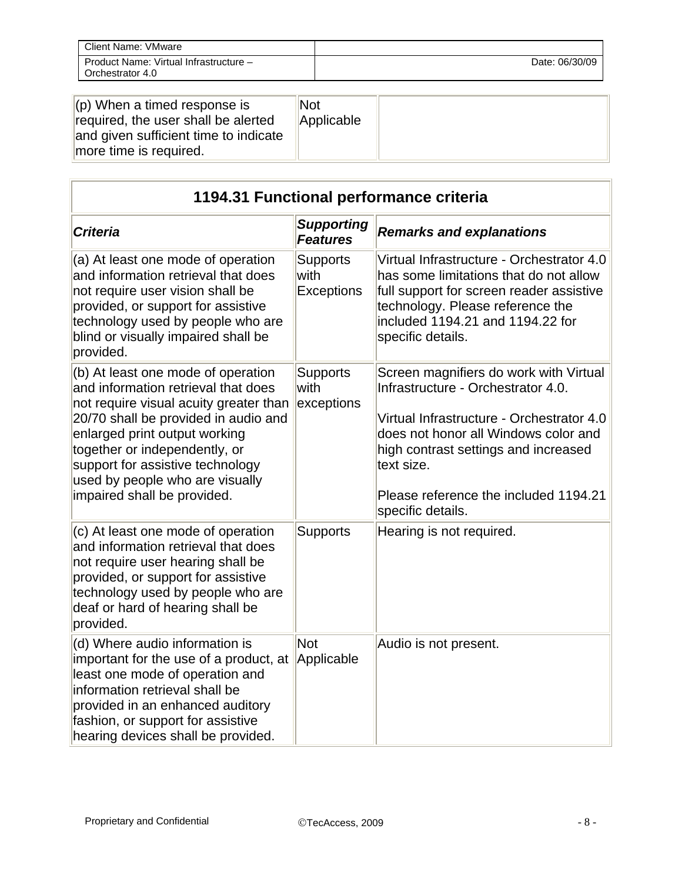| | | |
|---|---|---|
| (p) When a timed response is required, the user shall be alerted and given sufficient time to indicate more time is required. | Not Applicable | |

| 1194.31 Functional performance criteria | | |
|---|---|---|
| ***Criteria*** | ***Supporting Features*** | ***Remarks and explanations*** |
| (a) At least one mode of operation and information retrieval that does not require user vision shall be provided, or support for assistive technology used by people who are blind or visually impaired shall be provided. | Supports with Exceptions | Virtual Infrastructure - Orchestrator 4.0 has some limitations that do not allow full support for screen reader assistive technology. Please reference the included 1194.21 and 1194.22 for specific details. |
| (b) At least one mode of operation and information retrieval that does not require visual acuity greater than 20/70 shall be provided in audio and enlarged print output working together or independently, or support for assistive technology used by people who are visually impaired shall be provided. | Supports with exceptions | Screen magnifiers do work with Virtual Infrastructure - Orchestrator 4.0.<br><br>Virtual Infrastructure - Orchestrator 4.0 does not honor all Windows color and high contrast settings and increased text size.<br><br>Please reference the included 1194.21 specific details. |
| (c) At least one mode of operation and information retrieval that does not require user hearing shall be provided, or support for assistive technology used by people who are deaf or hard of hearing shall be provided. | Supports | Hearing is not required. |
| (d) Where audio information is important for the use of a product, at least one mode of operation and information retrieval shall be provided in an enhanced auditory fashion, or support for assistive hearing devices shall be provided. | Not Applicable | Audio is not present. |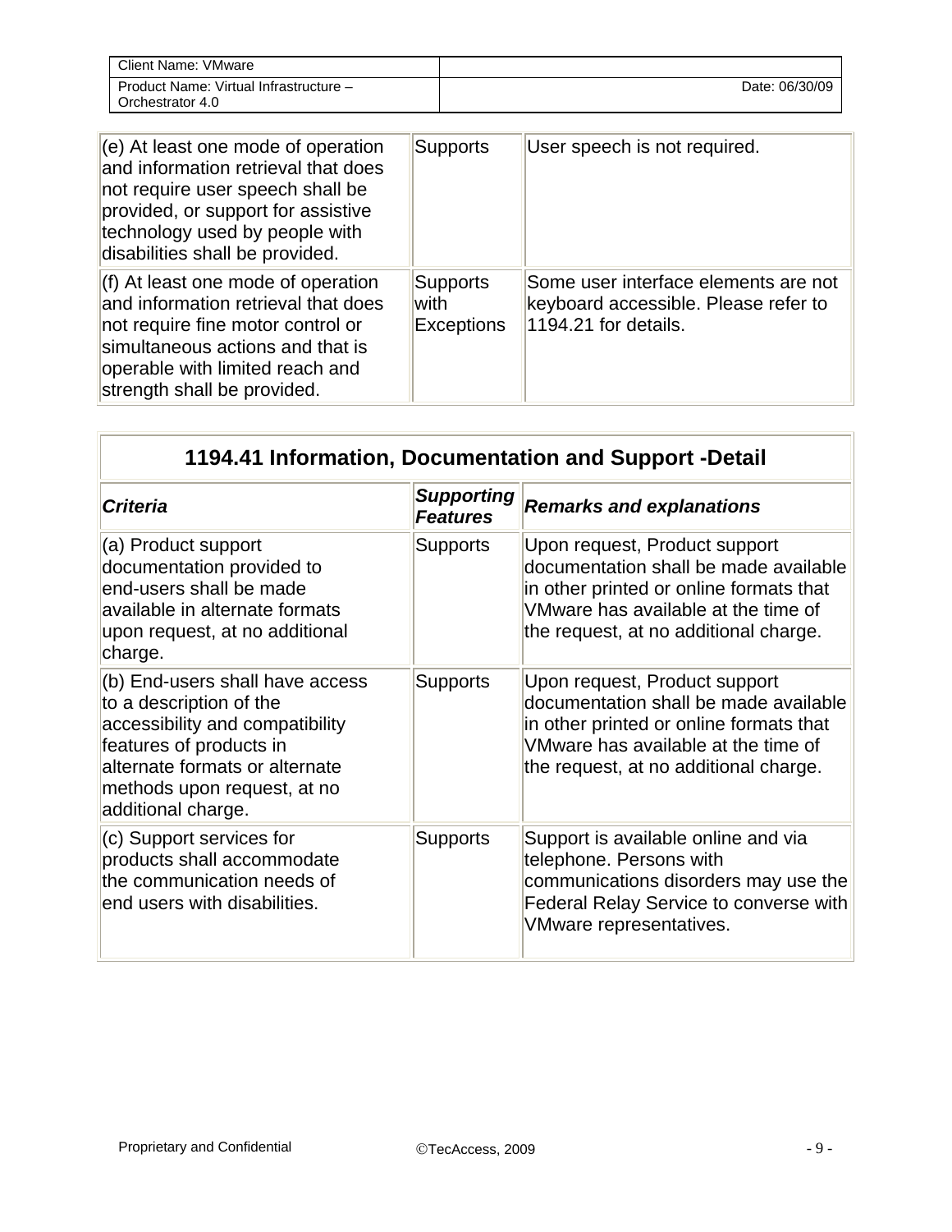| | | |
|---|---|---|
| (e) At least one mode of operation and information retrieval that does not require user speech shall be provided, or support for assistive technology used by people with disabilities shall be provided. | Supports | User speech is not required. |
| (f) At least one mode of operation and information retrieval that does not require fine motor control or simultaneous actions and that is operable with limited reach and strength shall be provided. | Supports with Exceptions | Some user interface elements are not keyboard accessible. Please refer to 1194.21 for details. |

## 1194.41 Information, Documentation and Support -Detail

| ***Criteria*** | ***Supporting Features*** | ***Remarks and explanations*** |
|---|---|---|
| (a) Product support documentation provided to end-users shall be made available in alternate formats upon request, at no additional charge. | Supports | Upon request, Product support documentation shall be made available in other printed or online formats that VMware has available at the time of the request, at no additional charge. |
| (b) End-users shall have access to a description of the accessibility and compatibility features of products in alternate formats or alternate methods upon request, at no additional charge. | Supports | Upon request, Product support documentation shall be made available in other printed or online formats that VMware has available at the time of the request, at no additional charge. |
| (c) Support services for products shall accommodate the communication needs of end users with disabilities. | Supports | Support is available online and via telephone. Persons with communications disorders may use the Federal Relay Service to converse with VMware representatives. |